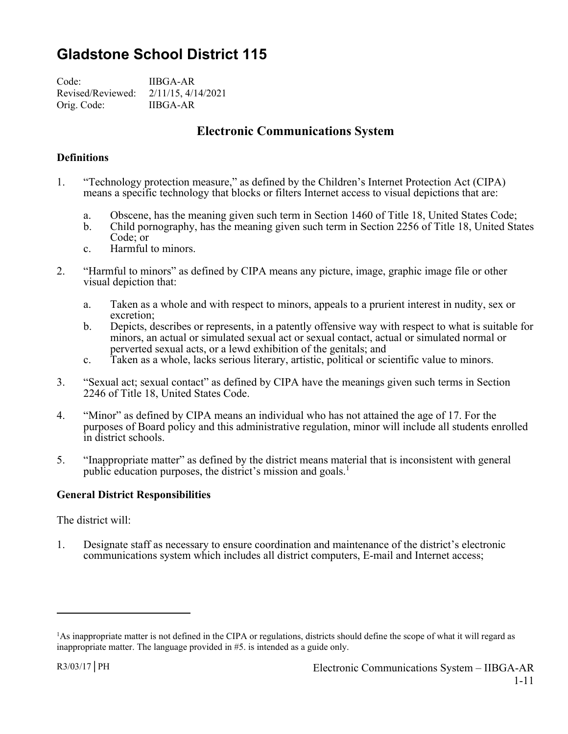# Gladstone School District 115

Code: IIBGA-AR
Revised/Reviewed: 2/11/15, 4/14/2021
Orig. Code: IIBGA-AR

## Electronic Communications System

### Definitions

1. "Technology protection measure," as defined by the Children's Internet Protection Act (CIPA) means a specific technology that blocks or filters Internet access to visual depictions that are:

   a. Obscene, has the meaning given such term in Section 1460 of Title 18, United States Code;
   b. Child pornography, has the meaning given such term in Section 2256 of Title 18, United States Code; or
   c. Harmful to minors.

2. "Harmful to minors" as defined by CIPA means any picture, image, graphic image file or other visual depiction that:

   a. Taken as a whole and with respect to minors, appeals to a prurient interest in nudity, sex or excretion;
   b. Depicts, describes or represents, in a patently offensive way with respect to what is suitable for minors, an actual or simulated sexual act or sexual contact, actual or simulated normal or perverted sexual acts, or a lewd exhibition of the genitals; and
   c. Taken as a whole, lacks serious literary, artistic, political or scientific value to minors.

3. "Sexual act; sexual contact" as defined by CIPA have the meanings given such terms in Section 2246 of Title 18, United States Code.

4. "Minor" as defined by CIPA means an individual who has not attained the age of 17. For the purposes of Board policy and this administrative regulation, minor will include all students enrolled in district schools.

5. "Inappropriate matter" as defined by the district means material that is inconsistent with general public education purposes, the district's mission and goals.[1]

### General District Responsibilities

The district will:

1. Designate staff as necessary to ensure coordination and maintenance of the district's electronic communications system which includes all district computers, E-mail and Internet access;

---

[1]As inappropriate matter is not defined in the CIPA or regulations, districts should define the scope of what it will regard as inappropriate matter. The language provided in #5. is intended as a guide only.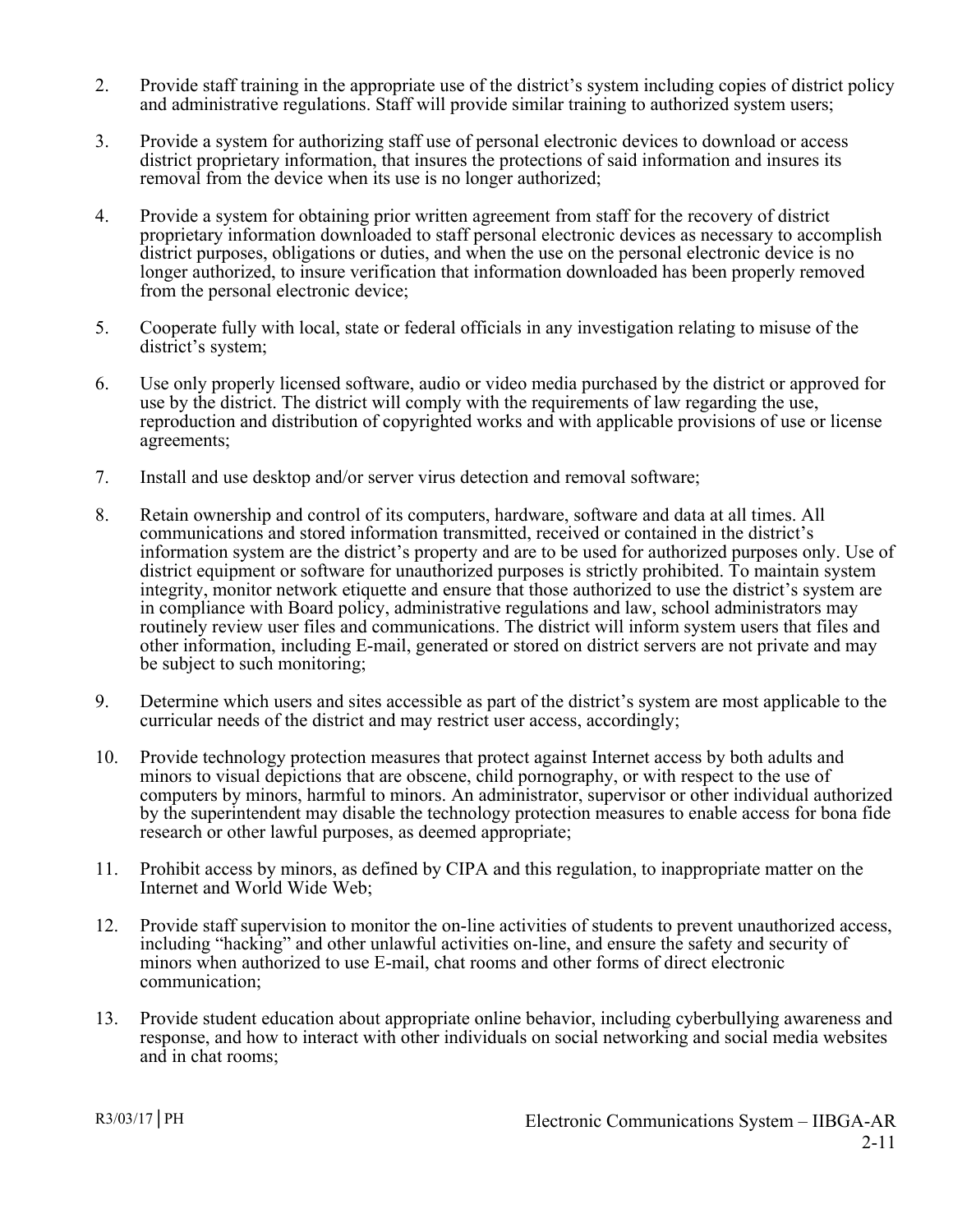2. Provide staff training in the appropriate use of the district's system including copies of district policy and administrative regulations. Staff will provide similar training to authorized system users;

3. Provide a system for authorizing staff use of personal electronic devices to download or access district proprietary information, that insures the protections of said information and insures its removal from the device when its use is no longer authorized;

4. Provide a system for obtaining prior written agreement from staff for the recovery of district proprietary information downloaded to staff personal electronic devices as necessary to accomplish district purposes, obligations or duties, and when the use on the personal electronic device is no longer authorized, to insure verification that information downloaded has been properly removed from the personal electronic device;

5. Cooperate fully with local, state or federal officials in any investigation relating to misuse of the district's system;

6. Use only properly licensed software, audio or video media purchased by the district or approved for use by the district. The district will comply with the requirements of law regarding the use, reproduction and distribution of copyrighted works and with applicable provisions of use or license agreements;

7. Install and use desktop and/or server virus detection and removal software;

8. Retain ownership and control of its computers, hardware, software and data at all times. All communications and stored information transmitted, received or contained in the district's information system are the district's property and are to be used for authorized purposes only. Use of district equipment or software for unauthorized purposes is strictly prohibited. To maintain system integrity, monitor network etiquette and ensure that those authorized to use the district's system are in compliance with Board policy, administrative regulations and law, school administrators may routinely review user files and communications. The district will inform system users that files and other information, including E-mail, generated or stored on district servers are not private and may be subject to such monitoring;

9. Determine which users and sites accessible as part of the district's system are most applicable to the curricular needs of the district and may restrict user access, accordingly;

10. Provide technology protection measures that protect against Internet access by both adults and minors to visual depictions that are obscene, child pornography, or with respect to the use of computers by minors, harmful to minors. An administrator, supervisor or other individual authorized by the superintendent may disable the technology protection measures to enable access for bona fide research or other lawful purposes, as deemed appropriate;

11. Prohibit access by minors, as defined by CIPA and this regulation, to inappropriate matter on the Internet and World Wide Web;

12. Provide staff supervision to monitor the on-line activities of students to prevent unauthorized access, including "hacking" and other unlawful activities on-line, and ensure the safety and security of minors when authorized to use E-mail, chat rooms and other forms of direct electronic communication;

13. Provide student education about appropriate online behavior, including cyberbullying awareness and response, and how to interact with other individuals on social networking and social media websites and in chat rooms;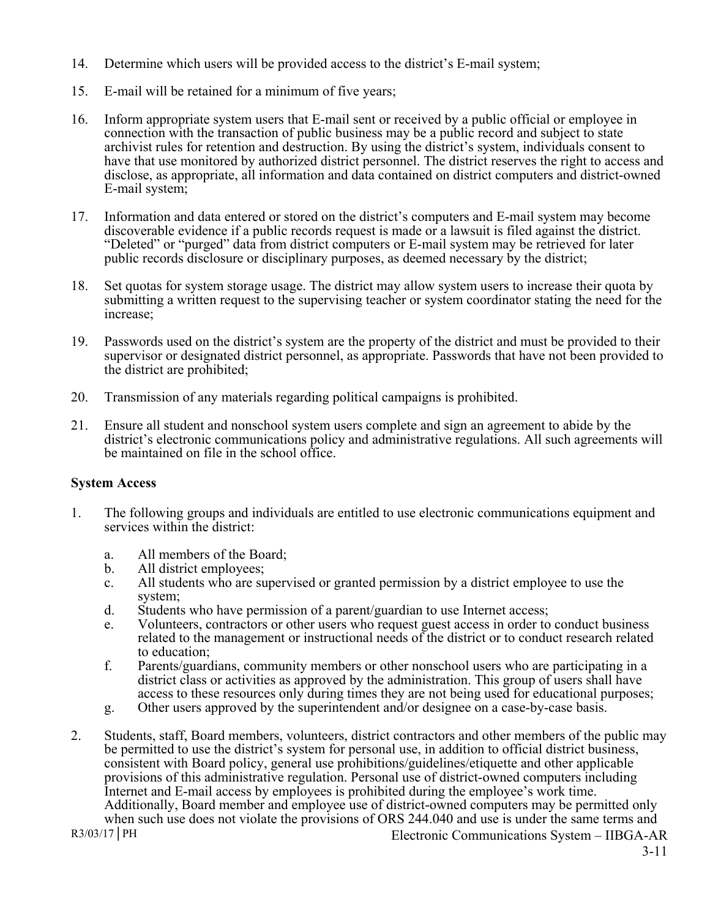14. Determine which users will be provided access to the district's E-mail system;

15. E-mail will be retained for a minimum of five years;

16. Inform appropriate system users that E-mail sent or received by a public official or employee in connection with the transaction of public business may be a public record and subject to state archivist rules for retention and destruction. By using the district's system, individuals consent to have that use monitored by authorized district personnel. The district reserves the right to access and disclose, as appropriate, all information and data contained on district computers and district-owned E-mail system;

17. Information and data entered or stored on the district's computers and E-mail system may become discoverable evidence if a public records request is made or a lawsuit is filed against the district. "Deleted" or "purged" data from district computers or E-mail system may be retrieved for later public records disclosure or disciplinary purposes, as deemed necessary by the district;

18. Set quotas for system storage usage. The district may allow system users to increase their quota by submitting a written request to the supervising teacher or system coordinator stating the need for the increase;

19. Passwords used on the district's system are the property of the district and must be provided to their supervisor or designated district personnel, as appropriate. Passwords that have not been provided to the district are prohibited;

20. Transmission of any materials regarding political campaigns is prohibited.

21. Ensure all student and nonschool system users complete and sign an agreement to abide by the district's electronic communications policy and administrative regulations. All such agreements will be maintained on file in the school office.

**System Access**

1. The following groups and individuals are entitled to use electronic communications equipment and services within the district:

   a. All members of the Board;
   b. All district employees;
   c. All students who are supervised or granted permission by a district employee to use the system;
   d. Students who have permission of a parent/guardian to use Internet access;
   e. Volunteers, contractors or other users who request guest access in order to conduct business related to the management or instructional needs of the district or to conduct research related to education;
   f. Parents/guardians, community members or other nonschool users who are participating in a district class or activities as approved by the administration. This group of users shall have access to these resources only during times they are not being used for educational purposes;
   g. Other users approved by the superintendent and/or designee on a case-by-case basis.

2. Students, staff, Board members, volunteers, district contractors and other members of the public may be permitted to use the district's system for personal use, in addition to official district business, consistent with Board policy, general use prohibitions/guidelines/etiquette and other applicable provisions of this administrative regulation. Personal use of district-owned computers including Internet and E-mail access by employees is prohibited during the employee's work time. Additionally, Board member and employee use of district-owned computers may be permitted only when such use does not violate the provisions of ORS 244.040 and use is under the same terms and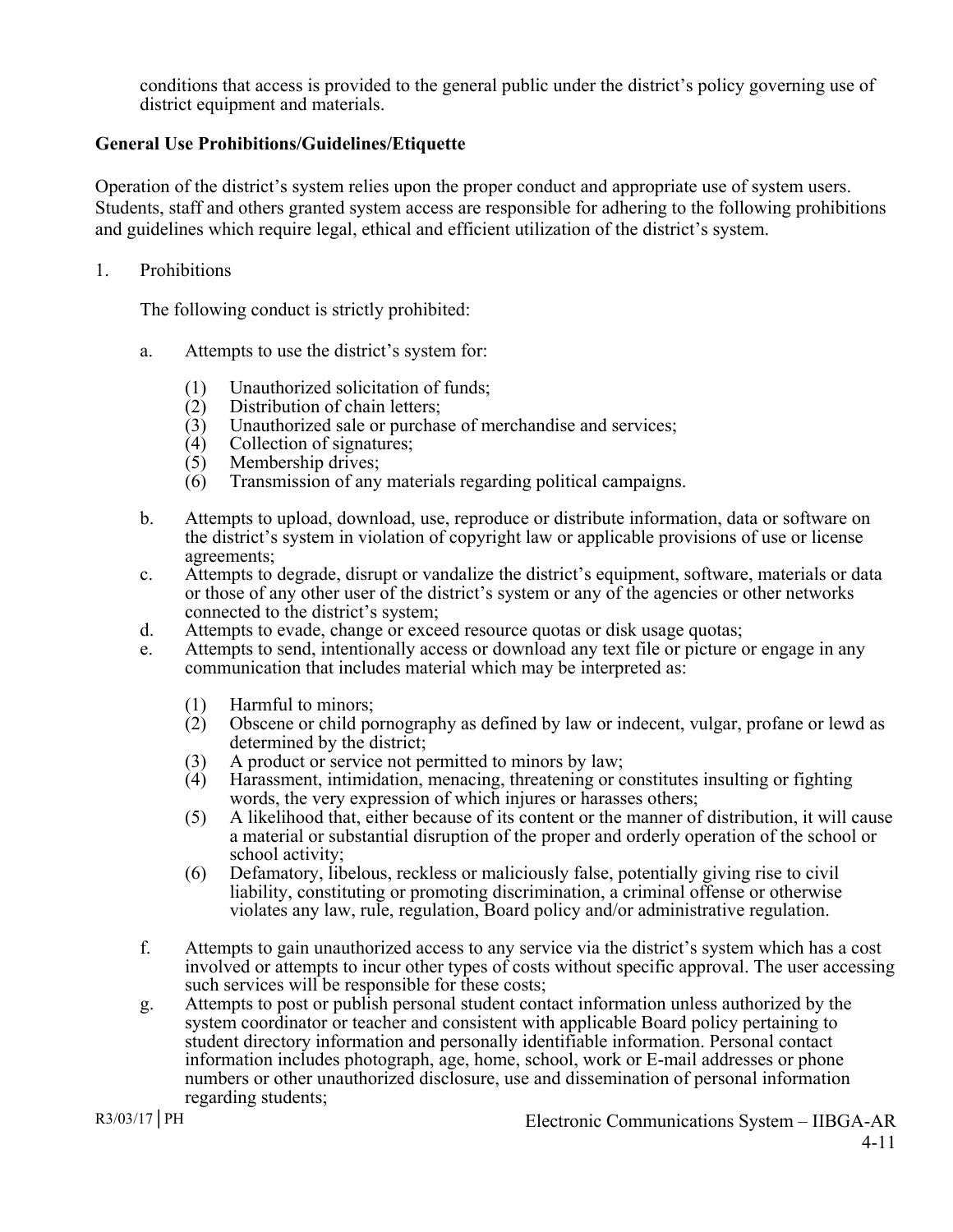conditions that access is provided to the general public under the district's policy governing use of district equipment and materials.

**General Use Prohibitions/Guidelines/Etiquette**

Operation of the district's system relies upon the proper conduct and appropriate use of system users. Students, staff and others granted system access are responsible for adhering to the following prohibitions and guidelines which require legal, ethical and efficient utilization of the district's system.

1. Prohibitions

   The following conduct is strictly prohibited:

   a. Attempts to use the district's system for:

      (1) Unauthorized solicitation of funds;
      (2) Distribution of chain letters;
      (3) Unauthorized sale or purchase of merchandise and services;
      (4) Collection of signatures;
      (5) Membership drives;
      (6) Transmission of any materials regarding political campaigns.

   b. Attempts to upload, download, use, reproduce or distribute information, data or software on the district's system in violation of copyright law or applicable provisions of use or license agreements;

   c. Attempts to degrade, disrupt or vandalize the district's equipment, software, materials or data or those of any other user of the district's system or any of the agencies or other networks connected to the district's system;

   d. Attempts to evade, change or exceed resource quotas or disk usage quotas;

   e. Attempts to send, intentionally access or download any text file or picture or engage in any communication that includes material which may be interpreted as:

      (1) Harmful to minors;
      (2) Obscene or child pornography as defined by law or indecent, vulgar, profane or lewd as determined by the district;
      (3) A product or service not permitted to minors by law;
      (4) Harassment, intimidation, menacing, threatening or constitutes insulting or fighting words, the very expression of which injures or harasses others;
      (5) A likelihood that, either because of its content or the manner of distribution, it will cause a material or substantial disruption of the proper and orderly operation of the school or school activity;
      (6) Defamatory, libelous, reckless or maliciously false, potentially giving rise to civil liability, constituting or promoting discrimination, a criminal offense or otherwise violates any law, rule, regulation, Board policy and/or administrative regulation.

   f. Attempts to gain unauthorized access to any service via the district's system which has a cost involved or attempts to incur other types of costs without specific approval. The user accessing such services will be responsible for these costs;

   g. Attempts to post or publish personal student contact information unless authorized by the system coordinator or teacher and consistent with applicable Board policy pertaining to student directory information and personally identifiable information. Personal contact information includes photograph, age, home, school, work or E-mail addresses or phone numbers or other unauthorized disclosure, use and dissemination of personal information regarding students;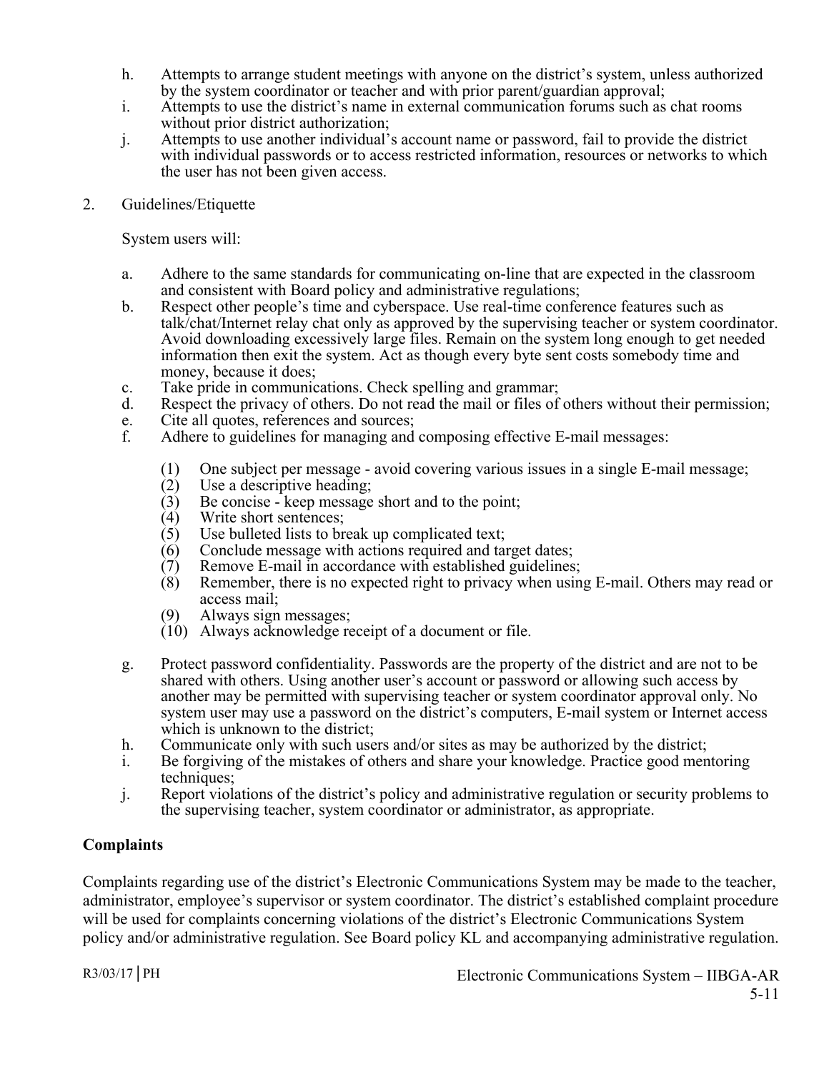h. Attempts to arrange student meetings with anyone on the district's system, unless authorized by the system coordinator or teacher and with prior parent/guardian approval;
i. Attempts to use the district's name in external communication forums such as chat rooms without prior district authorization;
j. Attempts to use another individual's account name or password, fail to provide the district with individual passwords or to access restricted information, resources or networks to which the user has not been given access.

2. Guidelines/Etiquette

System users will:

a. Adhere to the same standards for communicating on-line that are expected in the classroom and consistent with Board policy and administrative regulations;
b. Respect other people's time and cyberspace. Use real-time conference features such as talk/chat/Internet relay chat only as approved by the supervising teacher or system coordinator. Avoid downloading excessively large files. Remain on the system long enough to get needed information then exit the system. Act as though every byte sent costs somebody time and money, because it does;
c. Take pride in communications. Check spelling and grammar;
d. Respect the privacy of others. Do not read the mail or files of others without their permission;
e. Cite all quotes, references and sources;
f. Adhere to guidelines for managing and composing effective E-mail messages:

   (1) One subject per message - avoid covering various issues in a single E-mail message;
   (2) Use a descriptive heading;
   (3) Be concise - keep message short and to the point;
   (4) Write short sentences;
   (5) Use bulleted lists to break up complicated text;
   (6) Conclude message with actions required and target dates;
   (7) Remove E-mail in accordance with established guidelines;
   (8) Remember, there is no expected right to privacy when using E-mail. Others may read or access mail;
   (9) Always sign messages;
   (10) Always acknowledge receipt of a document or file.

g. Protect password confidentiality. Passwords are the property of the district and are not to be shared with others. Using another user's account or password or allowing such access by another may be permitted with supervising teacher or system coordinator approval only. No system user may use a password on the district's computers, E-mail system or Internet access which is unknown to the district;
h. Communicate only with such users and/or sites as may be authorized by the district;
i. Be forgiving of the mistakes of others and share your knowledge. Practice good mentoring techniques;
j. Report violations of the district's policy and administrative regulation or security problems to the supervising teacher, system coordinator or administrator, as appropriate.

**Complaints**

Complaints regarding use of the district's Electronic Communications System may be made to the teacher, administrator, employee's supervisor or system coordinator. The district's established complaint procedure will be used for complaints concerning violations of the district's Electronic Communications System policy and/or administrative regulation. See Board policy KL and accompanying administrative regulation.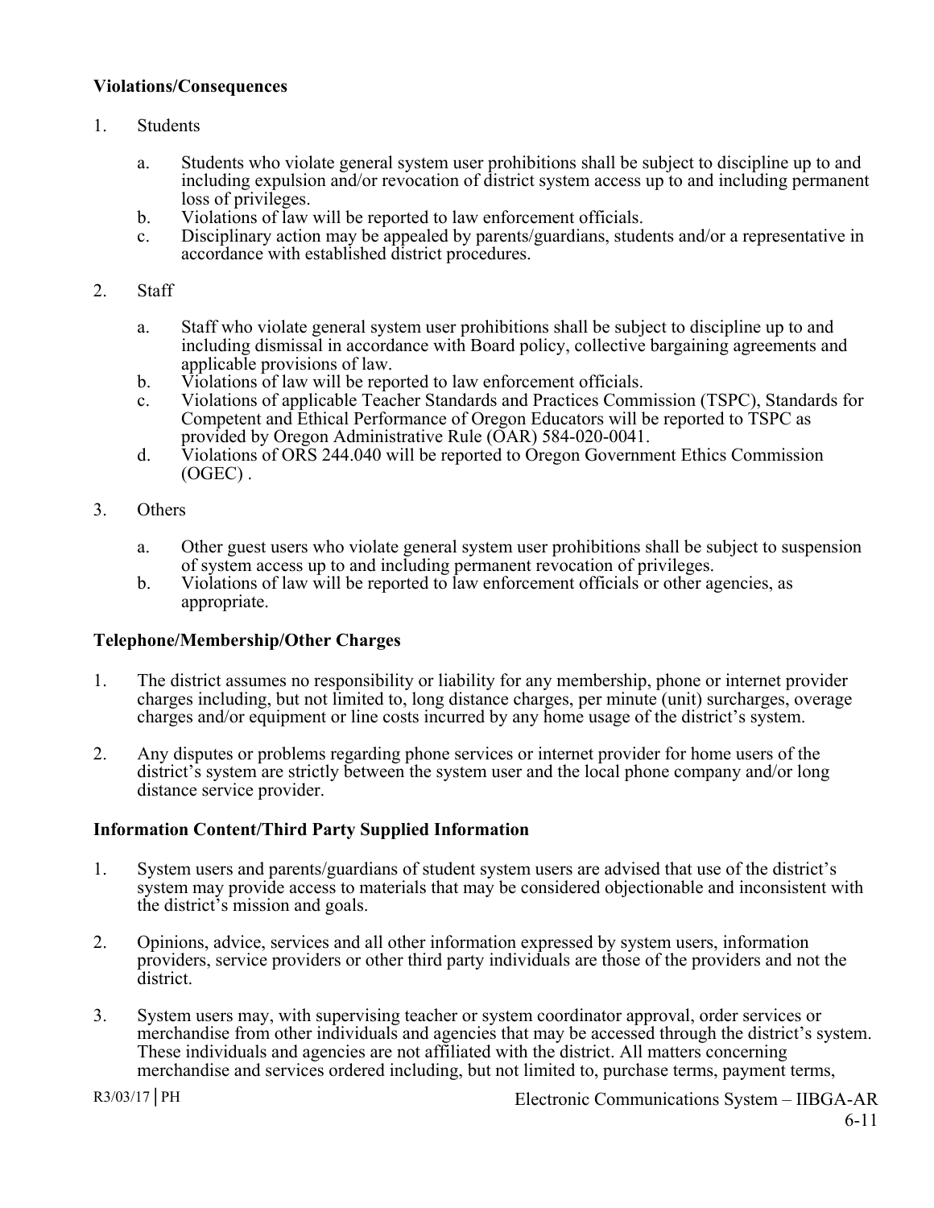**Violations/Consequences**

1. Students

   a. Students who violate general system user prohibitions shall be subject to discipline up to and including expulsion and/or revocation of district system access up to and including permanent loss of privileges.
   b. Violations of law will be reported to law enforcement officials.
   c. Disciplinary action may be appealed by parents/guardians, students and/or a representative in accordance with established district procedures.

2. Staff

   a. Staff who violate general system user prohibitions shall be subject to discipline up to and including dismissal in accordance with Board policy, collective bargaining agreements and applicable provisions of law.
   b. Violations of law will be reported to law enforcement officials.
   c. Violations of applicable Teacher Standards and Practices Commission (TSPC), Standards for Competent and Ethical Performance of Oregon Educators will be reported to TSPC as provided by Oregon Administrative Rule (OAR) 584-020-0041.
   d. Violations of ORS 244.040 will be reported to Oregon Government Ethics Commission (OGEC) .

3. Others

   a. Other guest users who violate general system user prohibitions shall be subject to suspension of system access up to and including permanent revocation of privileges.
   b. Violations of law will be reported to law enforcement officials or other agencies, as appropriate.

**Telephone/Membership/Other Charges**

1. The district assumes no responsibility or liability for any membership, phone or internet provider charges including, but not limited to, long distance charges, per minute (unit) surcharges, overage charges and/or equipment or line costs incurred by any home usage of the district's system.

2. Any disputes or problems regarding phone services or internet provider for home users of the district's system are strictly between the system user and the local phone company and/or long distance service provider.

**Information Content/Third Party Supplied Information**

1. System users and parents/guardians of student system users are advised that use of the district's system may provide access to materials that may be considered objectionable and inconsistent with the district's mission and goals.

2. Opinions, advice, services and all other information expressed by system users, information providers, service providers or other third party individuals are those of the providers and not the district.

3. System users may, with supervising teacher or system coordinator approval, order services or merchandise from other individuals and agencies that may be accessed through the district's system. These individuals and agencies are not affiliated with the district. All matters concerning merchandise and services ordered including, but not limited to, purchase terms, payment terms,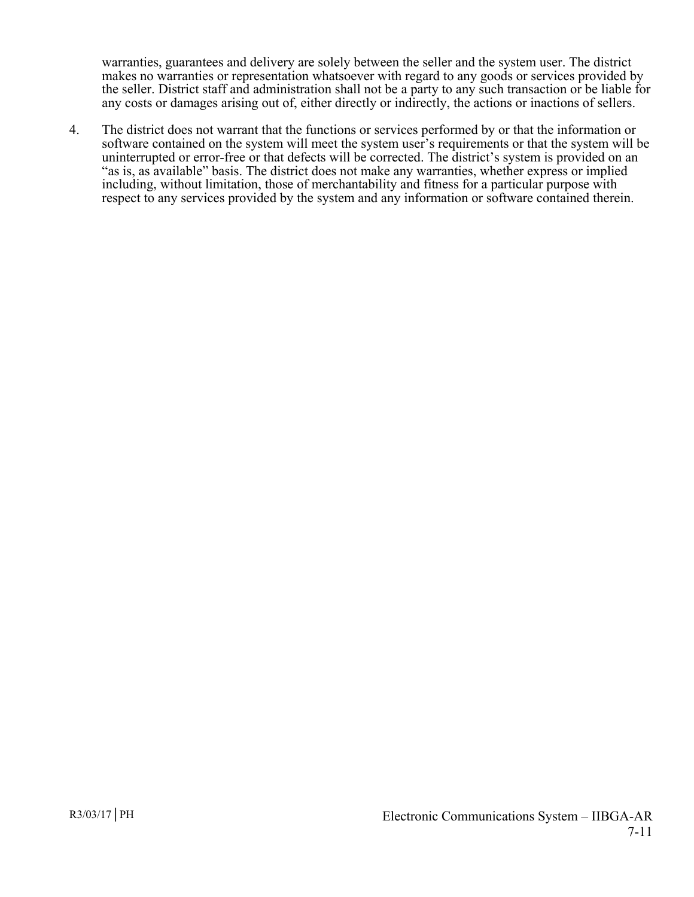warranties, guarantees and delivery are solely between the seller and the system user. The district makes no warranties or representation whatsoever with regard to any goods or services provided by the seller. District staff and administration shall not be a party to any such transaction or be liable for any costs or damages arising out of, either directly or indirectly, the actions or inactions of sellers.

4. The district does not warrant that the functions or services performed by or that the information or software contained on the system will meet the system user's requirements or that the system will be uninterrupted or error-free or that defects will be corrected. The district's system is provided on an "as is, as available" basis. The district does not make any warranties, whether express or implied including, without limitation, those of merchantability and fitness for a particular purpose with respect to any services provided by the system and any information or software contained therein.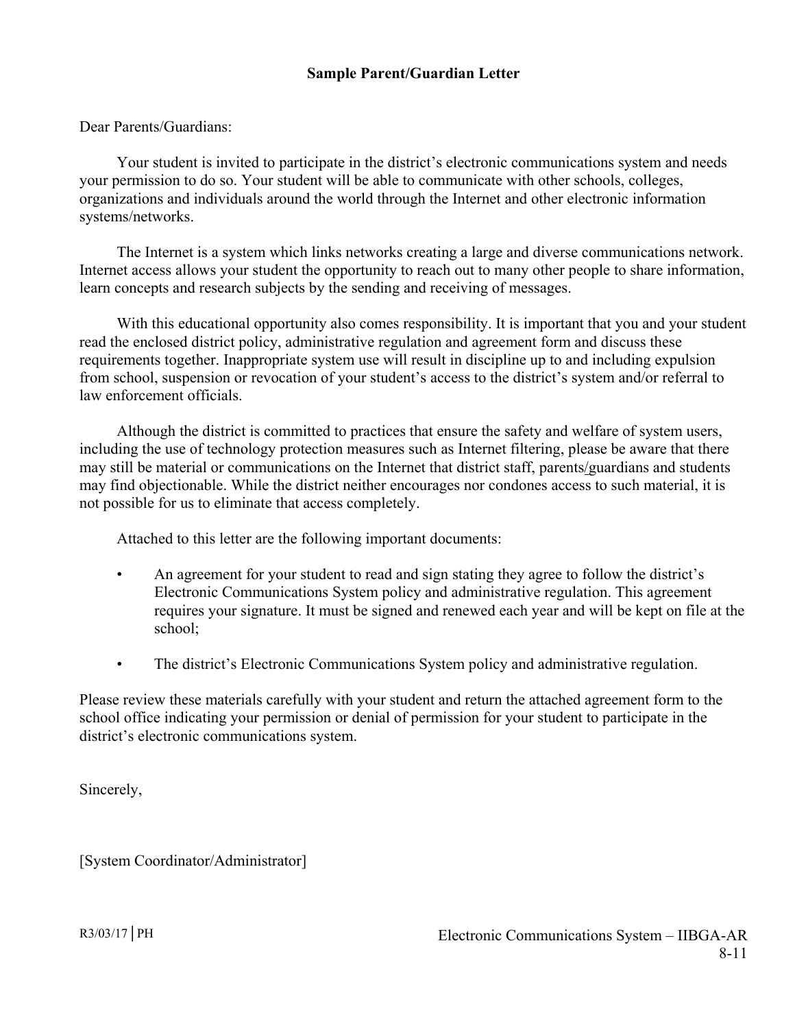**Sample Parent/Guardian Letter**

Dear Parents/Guardians:

Your student is invited to participate in the district's electronic communications system and needs your permission to do so. Your student will be able to communicate with other schools, colleges, organizations and individuals around the world through the Internet and other electronic information systems/networks.

The Internet is a system which links networks creating a large and diverse communications network. Internet access allows your student the opportunity to reach out to many other people to share information, learn concepts and research subjects by the sending and receiving of messages.

With this educational opportunity also comes responsibility. It is important that you and your student read the enclosed district policy, administrative regulation and agreement form and discuss these requirements together. Inappropriate system use will result in discipline up to and including expulsion from school, suspension or revocation of your student's access to the district's system and/or referral to law enforcement officials.

Although the district is committed to practices that ensure the safety and welfare of system users, including the use of technology protection measures such as Internet filtering, please be aware that there may still be material or communications on the Internet that district staff, parents/guardians and students may find objectionable. While the district neither encourages nor condones access to such material, it is not possible for us to eliminate that access completely.

Attached to this letter are the following important documents:

- An agreement for your student to read and sign stating they agree to follow the district's Electronic Communications System policy and administrative regulation. This agreement requires your signature. It must be signed and renewed each year and will be kept on file at the school;
- The district's Electronic Communications System policy and administrative regulation.

Please review these materials carefully with your student and return the attached agreement form to the school office indicating your permission or denial of permission for your student to participate in the district's electronic communications system.

Sincerely,

[System Coordinator/Administrator]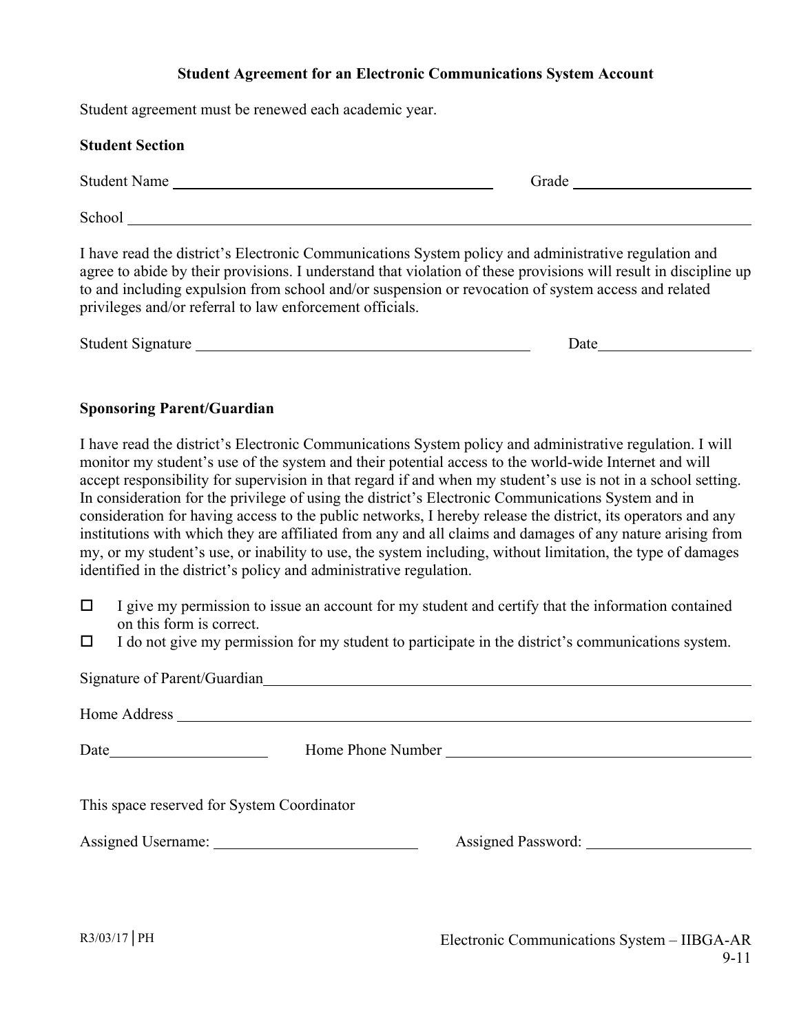## Student Agreement for an Electronic Communications System Account

Student agreement must be renewed each academic year.

**Student Section**

Student Name ______________________________ Grade ________________

School ______________________________________________________

I have read the district's Electronic Communications System policy and administrative regulation and agree to abide by their provisions. I understand that violation of these provisions will result in discipline up to and including expulsion from school and/or suspension or revocation of system access and related privileges and/or referral to law enforcement officials.

Student Signature ______________________________ Date ______________

**Sponsoring Parent/Guardian**

I have read the district's Electronic Communications System policy and administrative regulation. I will monitor my student's use of the system and their potential access to the world-wide Internet and will accept responsibility for supervision in that regard if and when my student's use is not in a school setting. In consideration for the privilege of using the district's Electronic Communications System and in consideration for having access to the public networks, I hereby release the district, its operators and any institutions with which they are affiliated from any and all claims and damages of any nature arising from my, or my student's use, or inability to use, the system including, without limitation, the type of damages identified in the district's policy and administrative regulation.

- ☐ I give my permission to issue an account for my student and certify that the information contained on this form is correct.
- ☐ I do not give my permission for my student to participate in the district's communications system.

Signature of Parent/Guardian ______________________________________________

Home Address ______________________________________________________

Date ________________ Home Phone Number ______________________________

This space reserved for System Coordinator

Assigned Username: ______________________ Assigned Password: ______________________

R3/03/17 | PH

Electronic Communications System – IIBGA-AR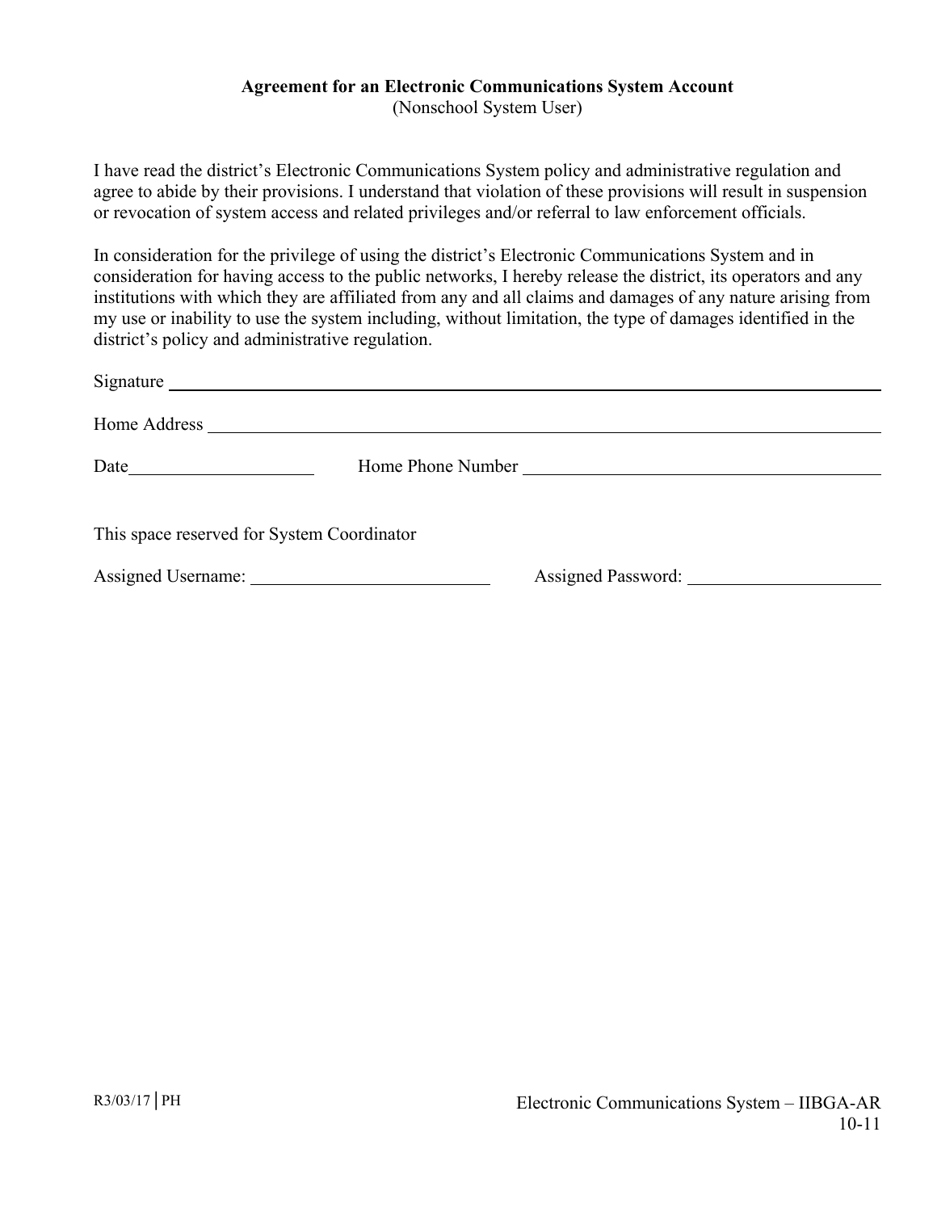**Agreement for an Electronic Communications System Account**
(Nonschool System User)

I have read the district's Electronic Communications System policy and administrative regulation and agree to abide by their provisions. I understand that violation of these provisions will result in suspension or revocation of system access and related privileges and/or referral to law enforcement officials.

In consideration for the privilege of using the district's Electronic Communications System and in consideration for having access to the public networks, I hereby release the district, its operators and any institutions with which they are affiliated from any and all claims and damages of any nature arising from my use or inability to use the system including, without limitation, the type of damages identified in the district's policy and administrative regulation.

Signature ______________________________________________

Home Address ______________________________________________

Date ____________________ Home Phone Number ______________________________

This space reserved for System Coordinator

Assigned Username: ________________________ Assigned Password: ____________________

R3/03/17 | PH

Electronic Communications System – IIBGA-AR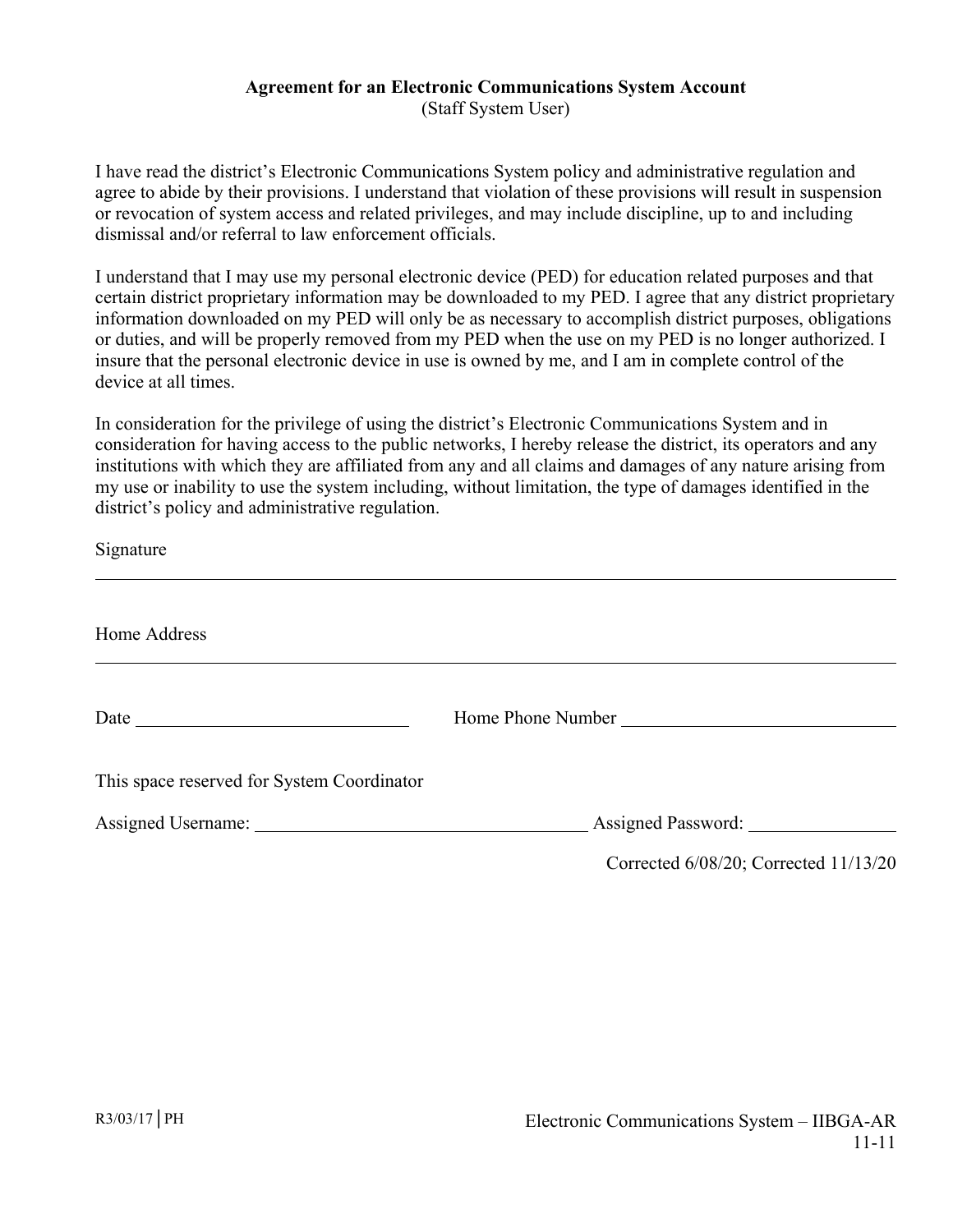**Agreement for an Electronic Communications System Account**
(Staff System User)

I have read the district's Electronic Communications System policy and administrative regulation and agree to abide by their provisions. I understand that violation of these provisions will result in suspension or revocation of system access and related privileges, and may include discipline, up to and including dismissal and/or referral to law enforcement officials.

I understand that I may use my personal electronic device (PED) for education related purposes and that certain district proprietary information may be downloaded to my PED. I agree that any district proprietary information downloaded on my PED will only be as necessary to accomplish district purposes, obligations or duties, and will be properly removed from my PED when the use on my PED is no longer authorized. I insure that the personal electronic device in use is owned by me, and I am in complete control of the device at all times.

In consideration for the privilege of using the district's Electronic Communications System and in consideration for having access to the public networks, I hereby release the district, its operators and any institutions with which they are affiliated from any and all claims and damages of any nature arising from my use or inability to use the system including, without limitation, the type of damages identified in the district's policy and administrative regulation.

Signature

______________________________________________________________________

Home Address

______________________________________________________________________

Date ______________________ Home Phone Number ______________________

This space reserved for System Coordinator

Assigned Username: ____________________________ Assigned Password: ______________

Corrected 6/08/20; Corrected 11/13/20